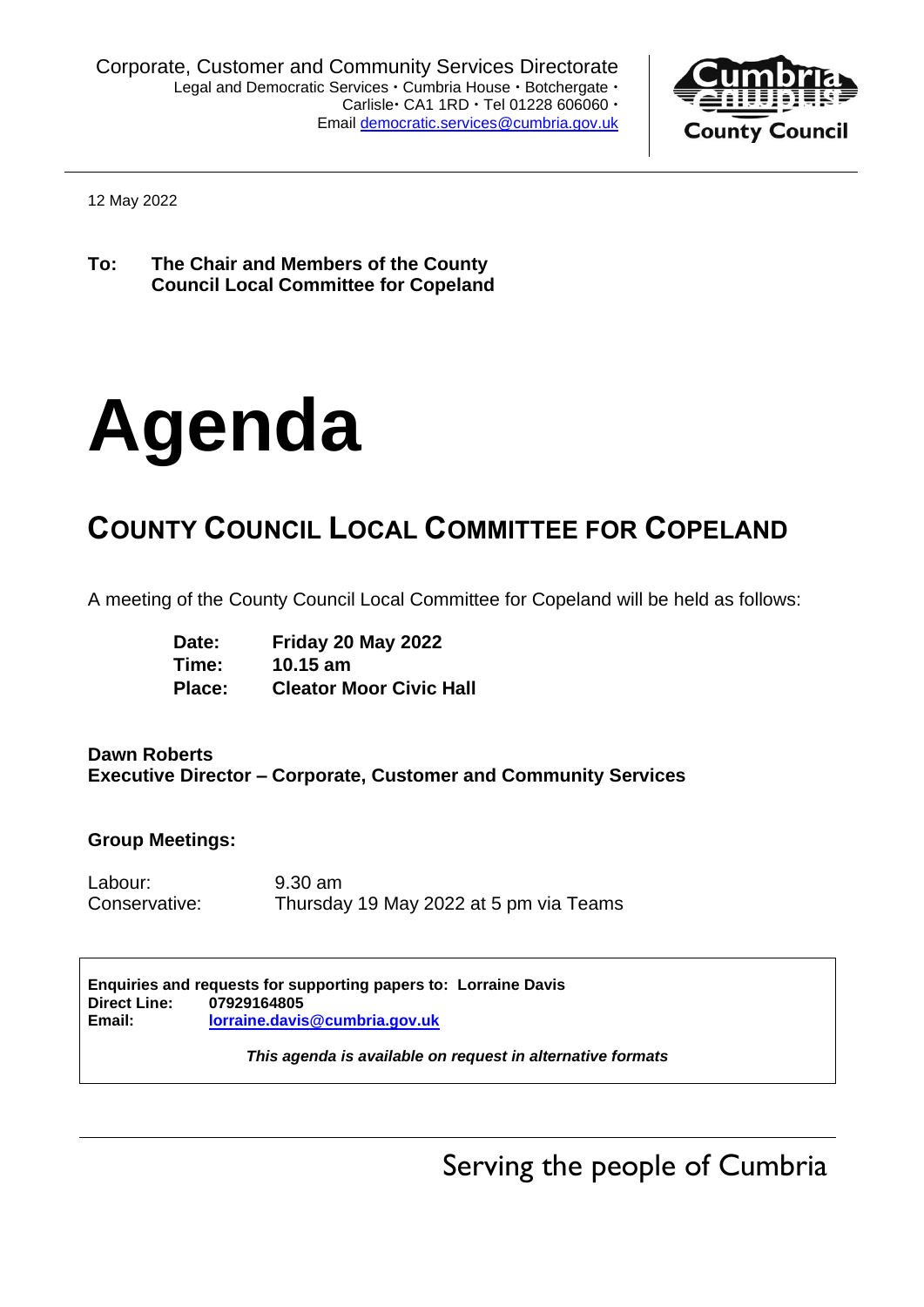Corporate, Customer and Community Services Directorate
Legal and Democratic Services • Cumbria House • Botchergate • Carlisle• CA1 1RD • Tel 01228 606060 •
Email democratic.services@cumbria.gov.uk

**Cumbria County Council**

12 May 2022

**To: The Chair and Members of the County Council Local Committee for Copeland**

# Agenda

## COUNTY COUNCIL LOCAL COMMITTEE FOR COPELAND

A meeting of the County Council Local Committee for Copeland will be held as follows:

| | |
|---|---|
| **Date:** | **Friday 20 May 2022** |
| **Time:** | **10.15 am** |
| **Place:** | **Cleator Moor Civic Hall** |

**Dawn Roberts**
**Executive Director – Corporate, Customer and Community Services**

**Group Meetings:**

| | |
|---|---|
| Labour: | 9.30 am |
| Conservative: | Thursday 19 May 2022 at 5 pm via Teams |

**Enquiries and requests for supporting papers to: Lorraine Davis**
**Direct Line: 07929164805**
**Email: lorraine.davis@cumbria.gov.uk**

***This agenda is available on request in alternative formats***

Serving the people of Cumbria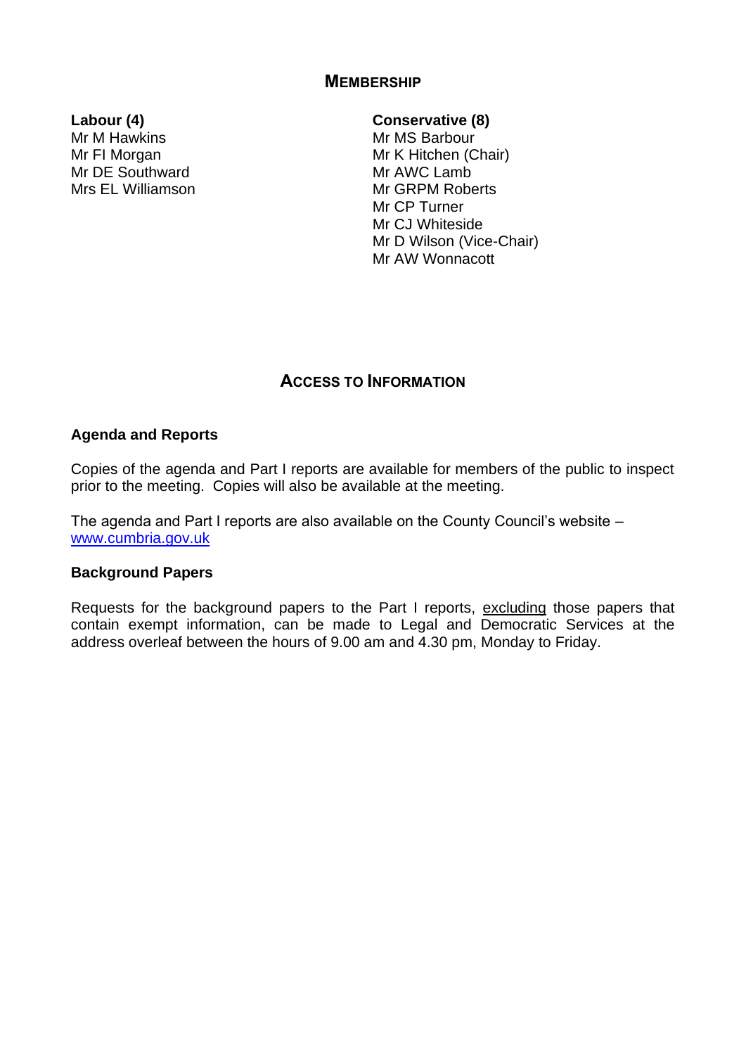## MEMBERSHIP

**Labour (4)**
Mr M Hawkins
Mr FI Morgan
Mr DE Southward
Mrs EL Williamson

**Conservative (8)**
Mr MS Barbour
Mr K Hitchen (Chair)
Mr AWC Lamb
Mr GRPM Roberts
Mr CP Turner
Mr CJ Whiteside
Mr D Wilson (Vice-Chair)
Mr AW Wonnacott

## ACCESS TO INFORMATION

### Agenda and Reports

Copies of the agenda and Part I reports are available for members of the public to inspect prior to the meeting. Copies will also be available at the meeting.

The agenda and Part I reports are also available on the County Council's website – www.cumbria.gov.uk

### Background Papers

Requests for the background papers to the Part I reports, excluding those papers that contain exempt information, can be made to Legal and Democratic Services at the address overleaf between the hours of 9.00 am and 4.30 pm, Monday to Friday.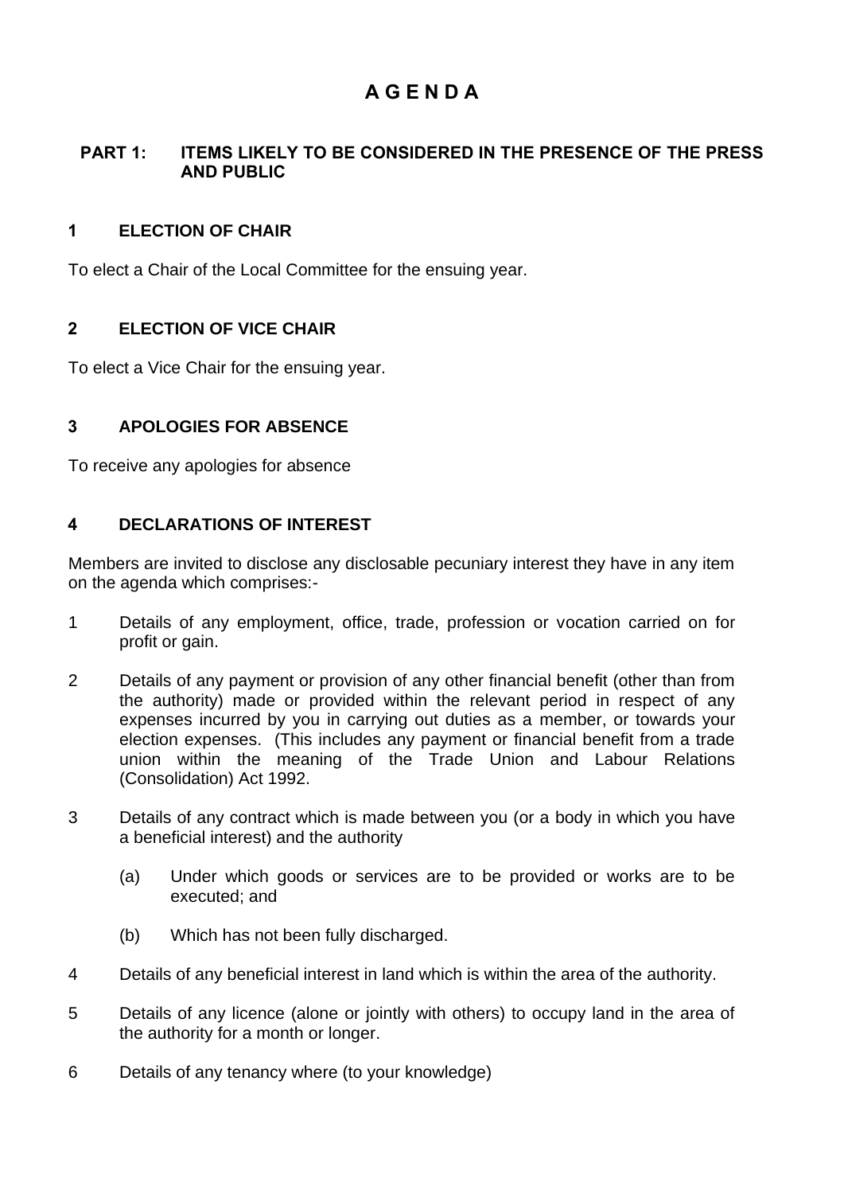# A G E N D A

## PART 1: ITEMS LIKELY TO BE CONSIDERED IN THE PRESENCE OF THE PRESS AND PUBLIC

### 1 ELECTION OF CHAIR

To elect a Chair of the Local Committee for the ensuing year.

### 2 ELECTION OF VICE CHAIR

To elect a Vice Chair for the ensuing year.

### 3 APOLOGIES FOR ABSENCE

To receive any apologies for absence

### 4 DECLARATIONS OF INTEREST

Members are invited to disclose any disclosable pecuniary interest they have in any item on the agenda which comprises:-

1 Details of any employment, office, trade, profession or vocation carried on for profit or gain.

2 Details of any payment or provision of any other financial benefit (other than from the authority) made or provided within the relevant period in respect of any expenses incurred by you in carrying out duties as a member, or towards your election expenses. (This includes any payment or financial benefit from a trade union within the meaning of the Trade Union and Labour Relations (Consolidation) Act 1992.

3 Details of any contract which is made between you (or a body in which you have a beneficial interest) and the authority

   (a) Under which goods or services are to be provided or works are to be executed; and

   (b) Which has not been fully discharged.

4 Details of any beneficial interest in land which is within the area of the authority.

5 Details of any licence (alone or jointly with others) to occupy land in the area of the authority for a month or longer.

6 Details of any tenancy where (to your knowledge)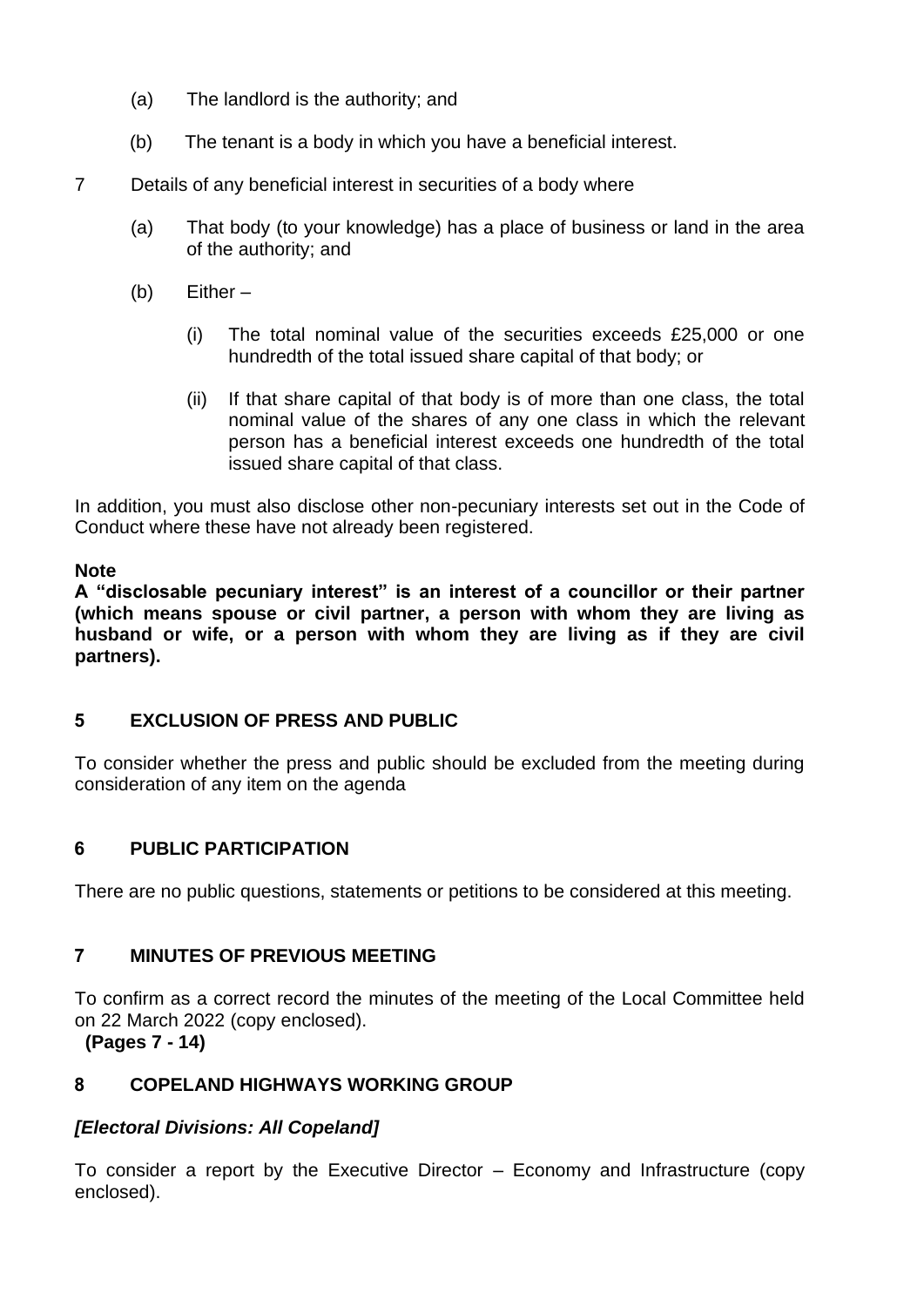(a) The landlord is the authority; and

(b) The tenant is a body in which you have a beneficial interest.

7 Details of any beneficial interest in securities of a body where

(a) That body (to your knowledge) has a place of business or land in the area of the authority; and

(b) Either –

(i) The total nominal value of the securities exceeds £25,000 or one hundredth of the total issued share capital of that body; or

(ii) If that share capital of that body is of more than one class, the total nominal value of the shares of any one class in which the relevant person has a beneficial interest exceeds one hundredth of the total issued share capital of that class.

In addition, you must also disclose other non-pecuniary interests set out in the Code of Conduct where these have not already been registered.

**Note**

**A "disclosable pecuniary interest" is an interest of a councillor or their partner (which means spouse or civil partner, a person with whom they are living as husband or wife, or a person with whom they are living as if they are civil partners).**

## 5 EXCLUSION OF PRESS AND PUBLIC

To consider whether the press and public should be excluded from the meeting during consideration of any item on the agenda

## 6 PUBLIC PARTICIPATION

There are no public questions, statements or petitions to be considered at this meeting.

## 7 MINUTES OF PREVIOUS MEETING

To confirm as a correct record the minutes of the meeting of the Local Committee held on 22 March 2022 (copy enclosed).

**(Pages 7 - 14)**

## 8 COPELAND HIGHWAYS WORKING GROUP

***[Electoral Divisions: All Copeland]***

To consider a report by the Executive Director – Economy and Infrastructure (copy enclosed).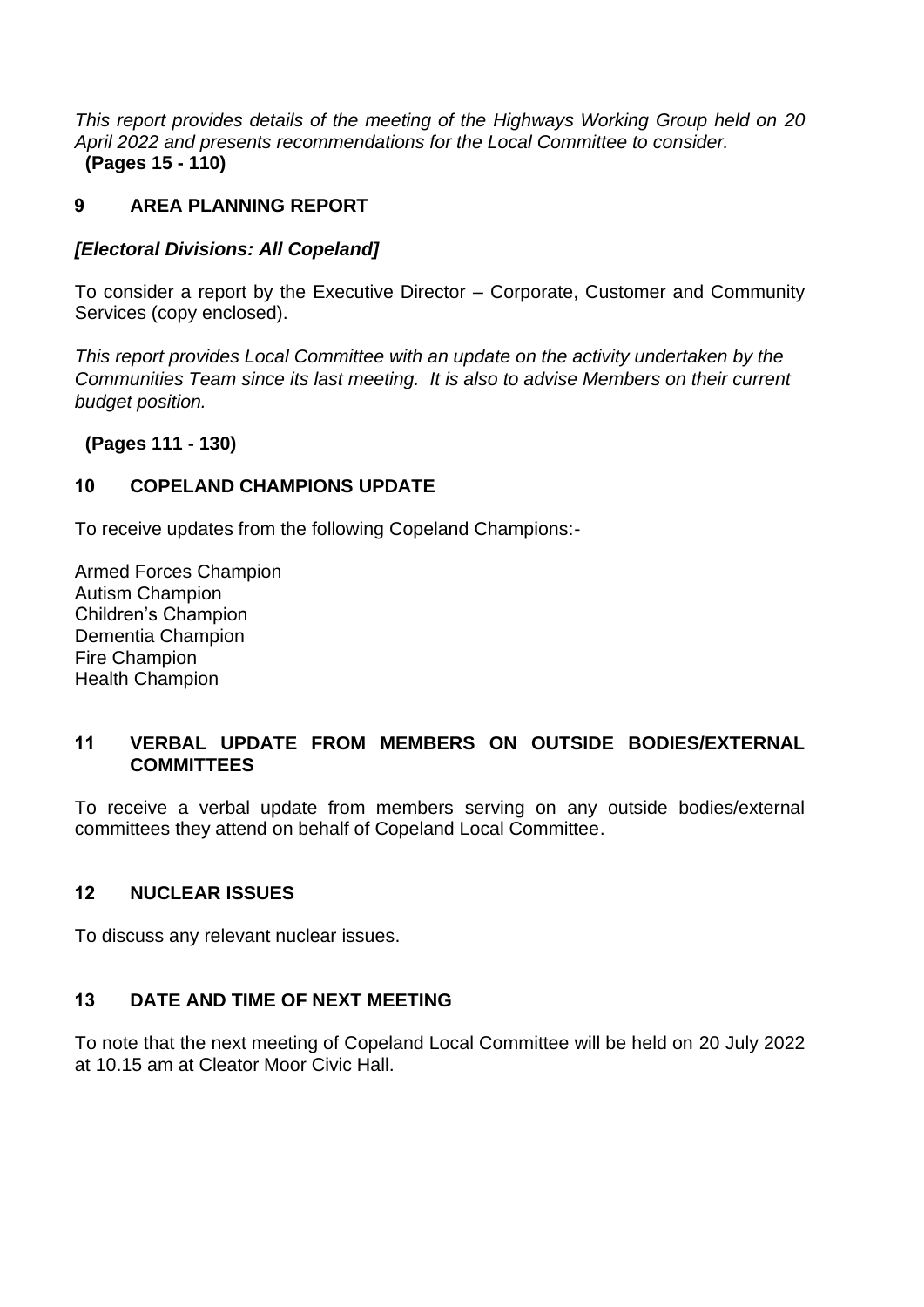*This report provides details of the meeting of the Highways Working Group held on 20 April 2022 and presents recommendations for the Local Committee to consider.*
**(Pages 15 - 110)**

## 9 AREA PLANNING REPORT

***[Electoral Divisions: All Copeland]***

To consider a report by the Executive Director – Corporate, Customer and Community Services (copy enclosed).

*This report provides Local Committee with an update on the activity undertaken by the Communities Team since its last meeting. It is also to advise Members on their current budget position.*

**(Pages 111 - 130)**

## 10 COPELAND CHAMPIONS UPDATE

To receive updates from the following Copeland Champions:-

Armed Forces Champion
Autism Champion
Children's Champion
Dementia Champion
Fire Champion
Health Champion

## 11 VERBAL UPDATE FROM MEMBERS ON OUTSIDE BODIES/EXTERNAL COMMITTEES

To receive a verbal update from members serving on any outside bodies/external committees they attend on behalf of Copeland Local Committee.

## 12 NUCLEAR ISSUES

To discuss any relevant nuclear issues.

## 13 DATE AND TIME OF NEXT MEETING

To note that the next meeting of Copeland Local Committee will be held on 20 July 2022 at 10.15 am at Cleator Moor Civic Hall.